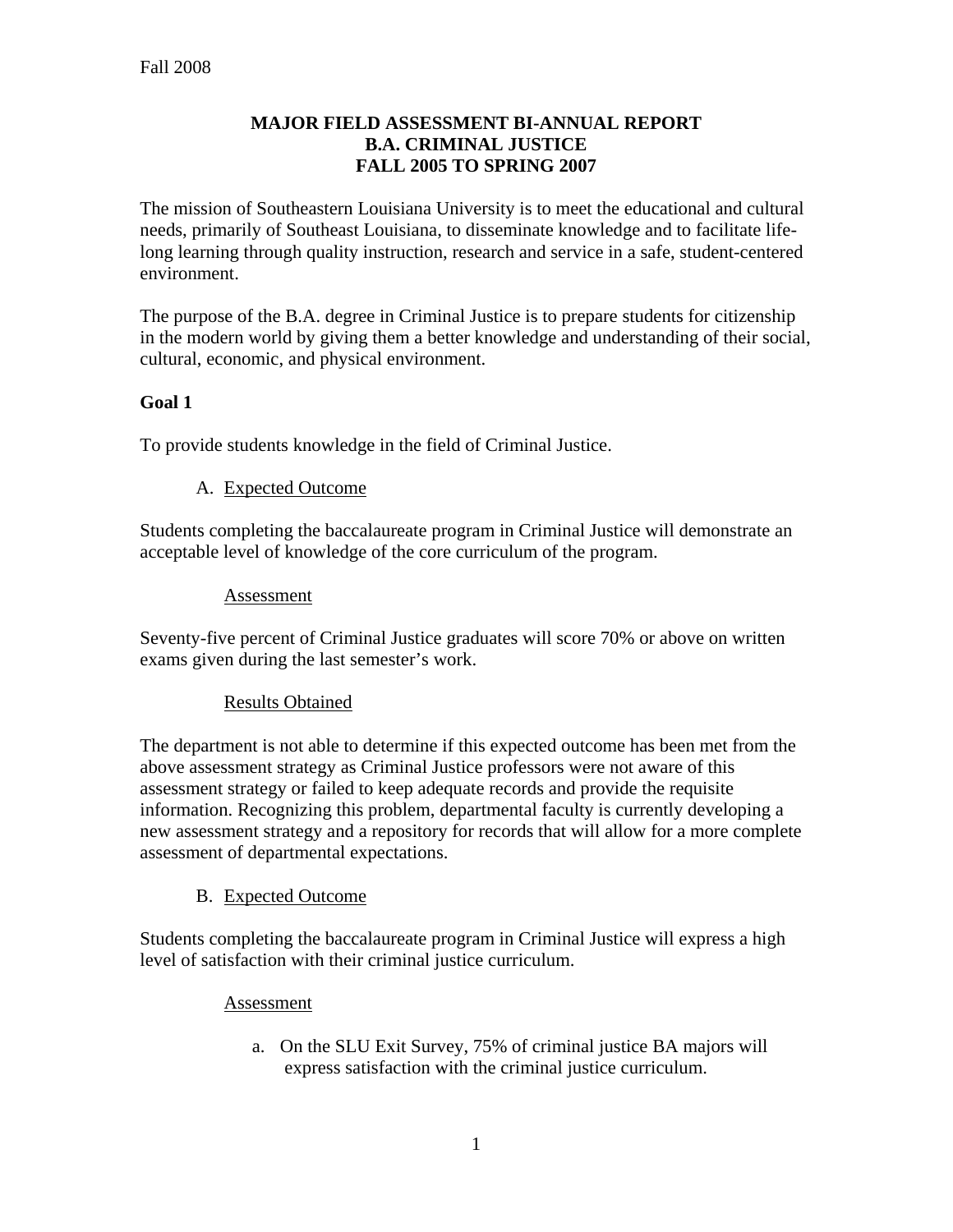Fall 2008

**MAJOR FIELD ASSESSMENT BI-ANNUAL REPORT**
**B.A. CRIMINAL JUSTICE**
**FALL 2005 TO SPRING 2007**

The mission of Southeastern Louisiana University is to meet the educational and cultural needs, primarily of Southeast Louisiana, to disseminate knowledge and to facilitate life-long learning through quality instruction, research and service in a safe, student-centered environment.

The purpose of the B.A. degree in Criminal Justice is to prepare students for citizenship in the modern world by giving them a better knowledge and understanding of their social, cultural, economic, and physical environment.

## Goal 1

To provide students knowledge in the field of Criminal Justice.

A. Expected Outcome

Students completing the baccalaureate program in Criminal Justice will demonstrate an acceptable level of knowledge of the core curriculum of the program.

Assessment

Seventy-five percent of Criminal Justice graduates will score 70% or above on written exams given during the last semester's work.

Results Obtained

The department is not able to determine if this expected outcome has been met from the above assessment strategy as Criminal Justice professors were not aware of this assessment strategy or failed to keep adequate records and provide the requisite information. Recognizing this problem, departmental faculty is currently developing a new assessment strategy and a repository for records that will allow for a more complete assessment of departmental expectations.

B. Expected Outcome

Students completing the baccalaureate program in Criminal Justice will express a high level of satisfaction with their criminal justice curriculum.

Assessment

a. On the SLU Exit Survey, 75% of criminal justice BA majors will express satisfaction with the criminal justice curriculum.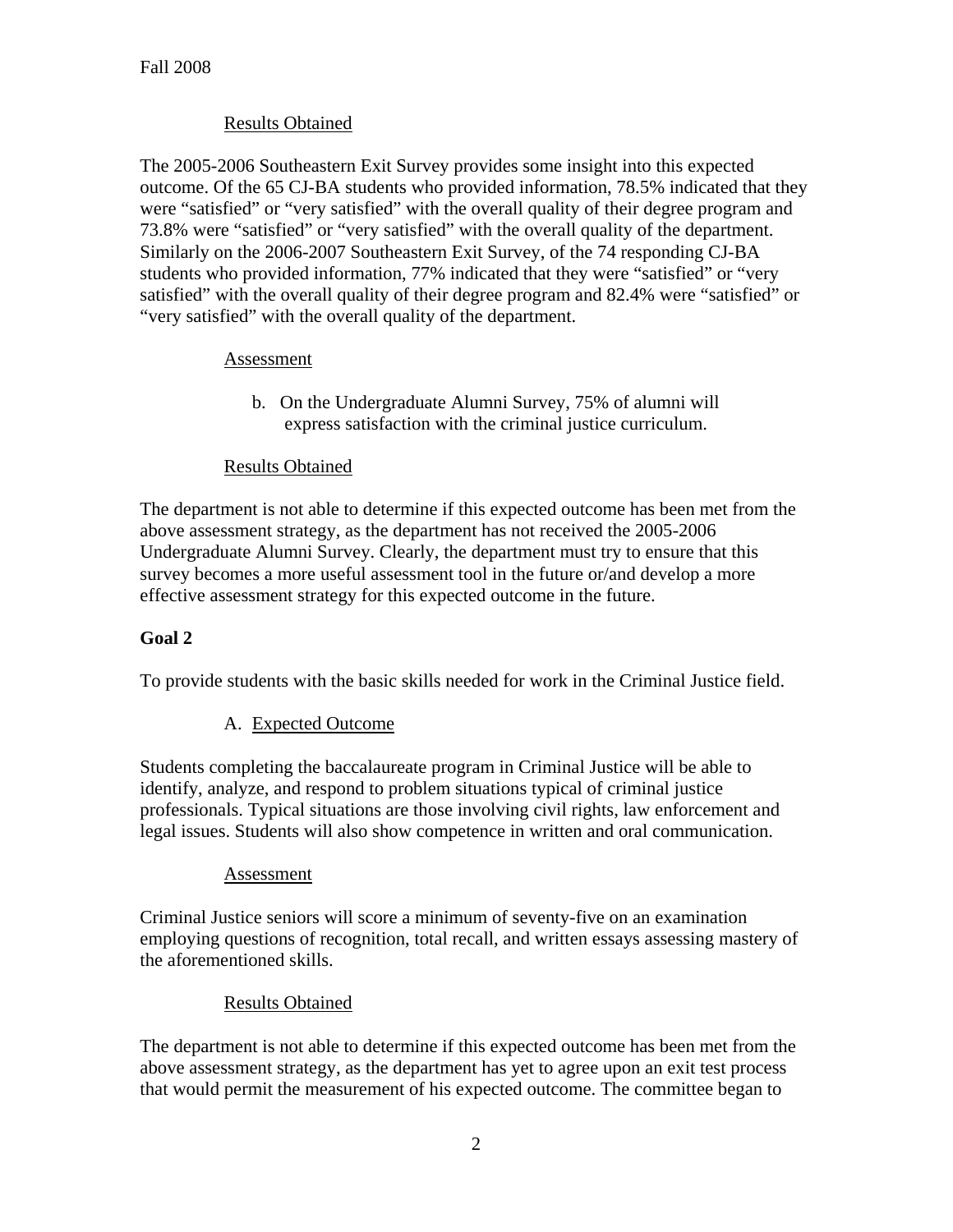Results Obtained

The 2005-2006 Southeastern Exit Survey provides some insight into this expected outcome. Of the 65 CJ-BA students who provided information, 78.5% indicated that they were "satisfied" or "very satisfied" with the overall quality of their degree program and 73.8% were "satisfied" or "very satisfied" with the overall quality of the department. Similarly on the 2006-2007 Southeastern Exit Survey, of the 74 responding CJ-BA students who provided information, 77% indicated that they were "satisfied" or "very satisfied" with the overall quality of their degree program and 82.4% were "satisfied" or "very satisfied" with the overall quality of the department.

Assessment

b. On the Undergraduate Alumni Survey, 75% of alumni will express satisfaction with the criminal justice curriculum.

Results Obtained

The department is not able to determine if this expected outcome has been met from the above assessment strategy, as the department has not received the 2005-2006 Undergraduate Alumni Survey. Clearly, the department must try to ensure that this survey becomes a more useful assessment tool in the future or/and develop a more effective assessment strategy for this expected outcome in the future.

**Goal 2**

To provide students with the basic skills needed for work in the Criminal Justice field.

A. Expected Outcome

Students completing the baccalaureate program in Criminal Justice will be able to identify, analyze, and respond to problem situations typical of criminal justice professionals. Typical situations are those involving civil rights, law enforcement and legal issues. Students will also show competence in written and oral communication.

Assessment

Criminal Justice seniors will score a minimum of seventy-five on an examination employing questions of recognition, total recall, and written essays assessing mastery of the aforementioned skills.

Results Obtained

The department is not able to determine if this expected outcome has been met from the above assessment strategy, as the department has yet to agree upon an exit test process that would permit the measurement of his expected outcome. The committee began to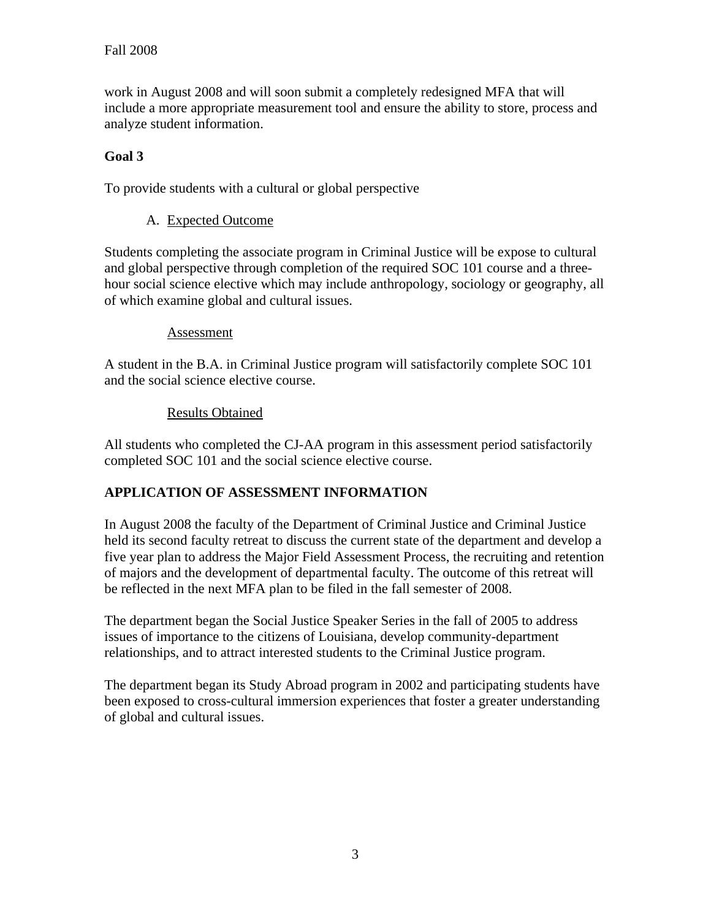work in August 2008 and will soon submit a completely redesigned MFA that will include a more appropriate measurement tool and ensure the ability to store, process and analyze student information.

**Goal 3**

To provide students with a cultural or global perspective

A. Expected Outcome

Students completing the associate program in Criminal Justice will be expose to cultural and global perspective through completion of the required SOC 101 course and a three-hour social science elective which may include anthropology, sociology or geography, all of which examine global and cultural issues.

Assessment

A student in the B.A. in Criminal Justice program will satisfactorily complete SOC 101 and the social science elective course.

Results Obtained

All students who completed the CJ-AA program in this assessment period satisfactorily completed SOC 101 and the social science elective course.

**APPLICATION OF ASSESSMENT INFORMATION**

In August 2008 the faculty of the Department of Criminal Justice and Criminal Justice held its second faculty retreat to discuss the current state of the department and develop a five year plan to address the Major Field Assessment Process, the recruiting and retention of majors and the development of departmental faculty. The outcome of this retreat will be reflected in the next MFA plan to be filed in the fall semester of 2008.

The department began the Social Justice Speaker Series in the fall of 2005 to address issues of importance to the citizens of Louisiana, develop community-department relationships, and to attract interested students to the Criminal Justice program.

The department began its Study Abroad program in 2002 and participating students have been exposed to cross-cultural immersion experiences that foster a greater understanding of global and cultural issues.